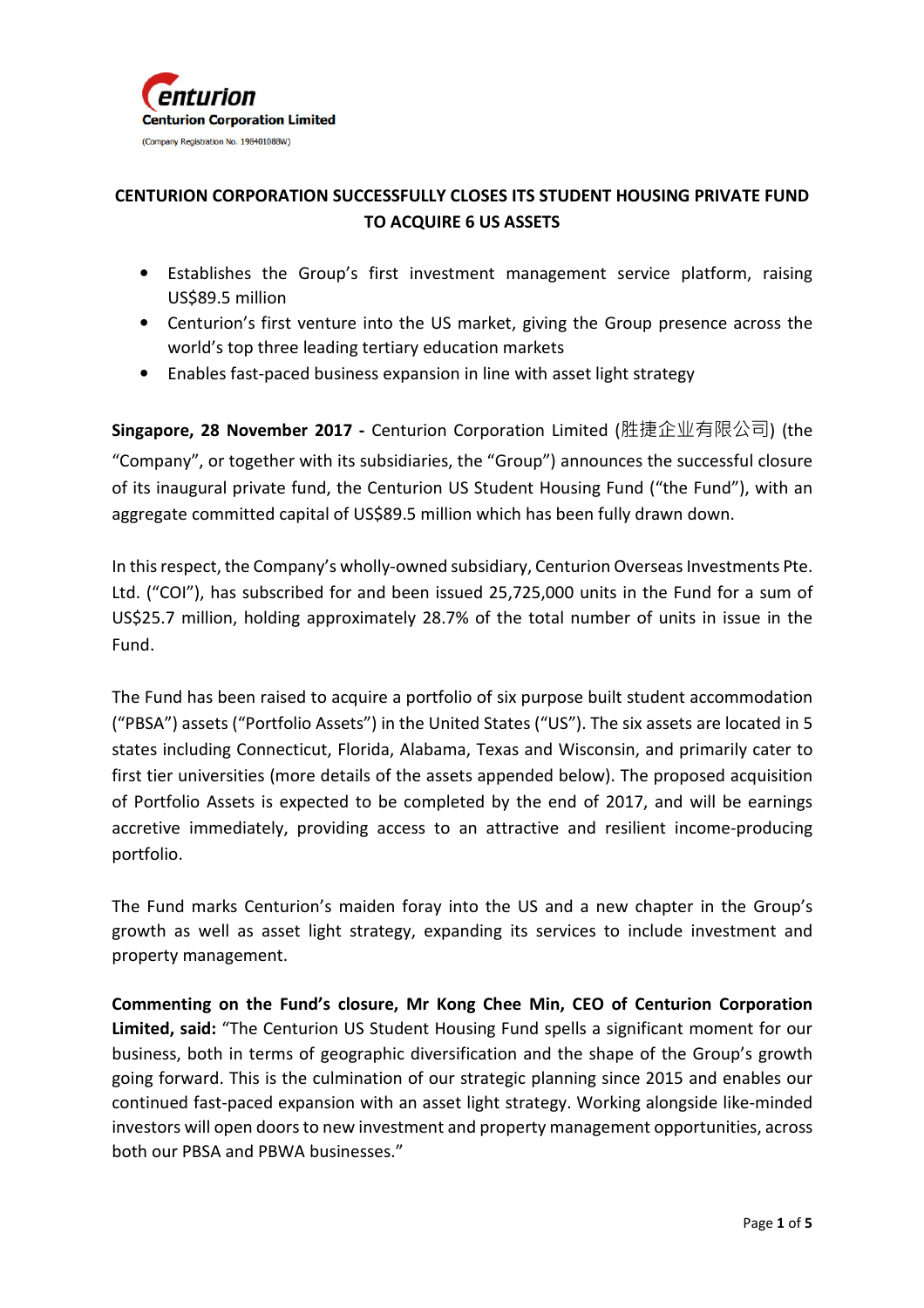**Centurion Corporation Limited**

(Company Registration No. 198401088W)

# CENTURION CORPORATION SUCCESSFULLY CLOSES ITS STUDENT HOUSING PRIVATE FUND TO ACQUIRE 6 US ASSETS

- Establishes the Group's first investment management service platform, raising US$89.5 million
- Centurion's first venture into the US market, giving the Group presence across the world's top three leading tertiary education markets
- Enables fast-paced business expansion in line with asset light strategy

**Singapore, 28 November 2017 -** Centurion Corporation Limited (胜捷企业有限公司) (the "Company", or together with its subsidiaries, the "Group") announces the successful closure of its inaugural private fund, the Centurion US Student Housing Fund ("the Fund"), with an aggregate committed capital of US$89.5 million which has been fully drawn down.

In this respect, the Company's wholly-owned subsidiary, Centurion Overseas Investments Pte. Ltd. ("COI"), has subscribed for and been issued 25,725,000 units in the Fund for a sum of US$25.7 million, holding approximately 28.7% of the total number of units in issue in the Fund.

The Fund has been raised to acquire a portfolio of six purpose built student accommodation ("PBSA") assets ("Portfolio Assets") in the United States ("US"). The six assets are located in 5 states including Connecticut, Florida, Alabama, Texas and Wisconsin, and primarily cater to first tier universities (more details of the assets appended below). The proposed acquisition of Portfolio Assets is expected to be completed by the end of 2017, and will be earnings accretive immediately, providing access to an attractive and resilient income-producing portfolio.

The Fund marks Centurion's maiden foray into the US and a new chapter in the Group's growth as well as asset light strategy, expanding its services to include investment and property management.

**Commenting on the Fund's closure, Mr Kong Chee Min, CEO of Centurion Corporation Limited, said:** "The Centurion US Student Housing Fund spells a significant moment for our business, both in terms of geographic diversification and the shape of the Group's growth going forward. This is the culmination of our strategic planning since 2015 and enables our continued fast-paced expansion with an asset light strategy. Working alongside like-minded investors will open doors to new investment and property management opportunities, across both our PBSA and PBWA businesses."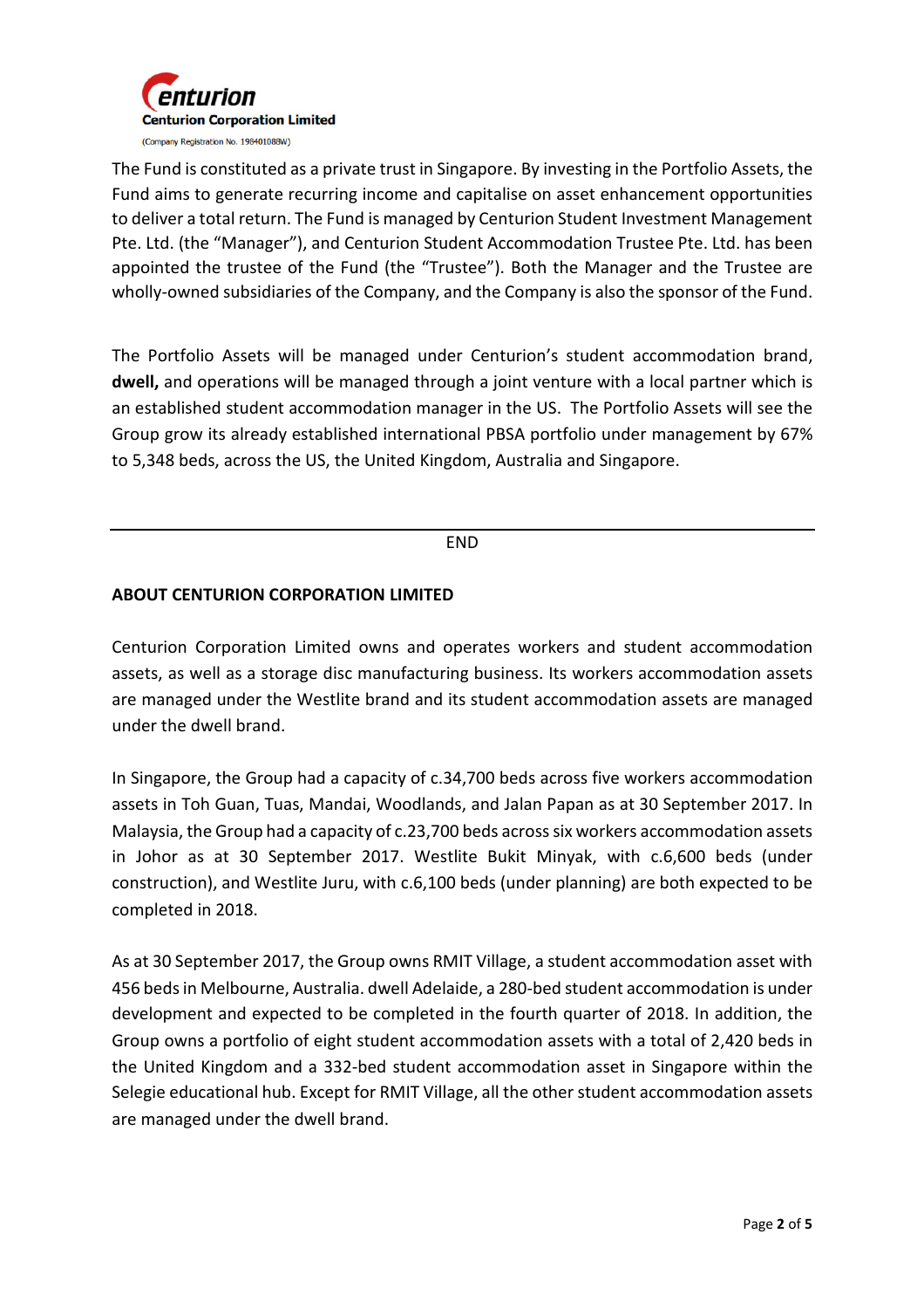The Fund is constituted as a private trust in Singapore. By investing in the Portfolio Assets, the Fund aims to generate recurring income and capitalise on asset enhancement opportunities to deliver a total return. The Fund is managed by Centurion Student Investment Management Pte. Ltd. (the "Manager"), and Centurion Student Accommodation Trustee Pte. Ltd. has been appointed the trustee of the Fund (the "Trustee"). Both the Manager and the Trustee are wholly-owned subsidiaries of the Company, and the Company is also the sponsor of the Fund.

The Portfolio Assets will be managed under Centurion's student accommodation brand, **dwell,** and operations will be managed through a joint venture with a local partner which is an established student accommodation manager in the US. The Portfolio Assets will see the Group grow its already established international PBSA portfolio under management by 67% to 5,348 beds, across the US, the United Kingdom, Australia and Singapore.

---

END

**ABOUT CENTURION CORPORATION LIMITED**

Centurion Corporation Limited owns and operates workers and student accommodation assets, as well as a storage disc manufacturing business. Its workers accommodation assets are managed under the Westlite brand and its student accommodation assets are managed under the dwell brand.

In Singapore, the Group had a capacity of c.34,700 beds across five workers accommodation assets in Toh Guan, Tuas, Mandai, Woodlands, and Jalan Papan as at 30 September 2017. In Malaysia, the Group had a capacity of c.23,700 beds across six workers accommodation assets in Johor as at 30 September 2017. Westlite Bukit Minyak, with c.6,600 beds (under construction), and Westlite Juru, with c.6,100 beds (under planning) are both expected to be completed in 2018.

As at 30 September 2017, the Group owns RMIT Village, a student accommodation asset with 456 beds in Melbourne, Australia. dwell Adelaide, a 280-bed student accommodation is under development and expected to be completed in the fourth quarter of 2018. In addition, the Group owns a portfolio of eight student accommodation assets with a total of 2,420 beds in the United Kingdom and a 332-bed student accommodation asset in Singapore within the Selegie educational hub. Except for RMIT Village, all the other student accommodation assets are managed under the dwell brand.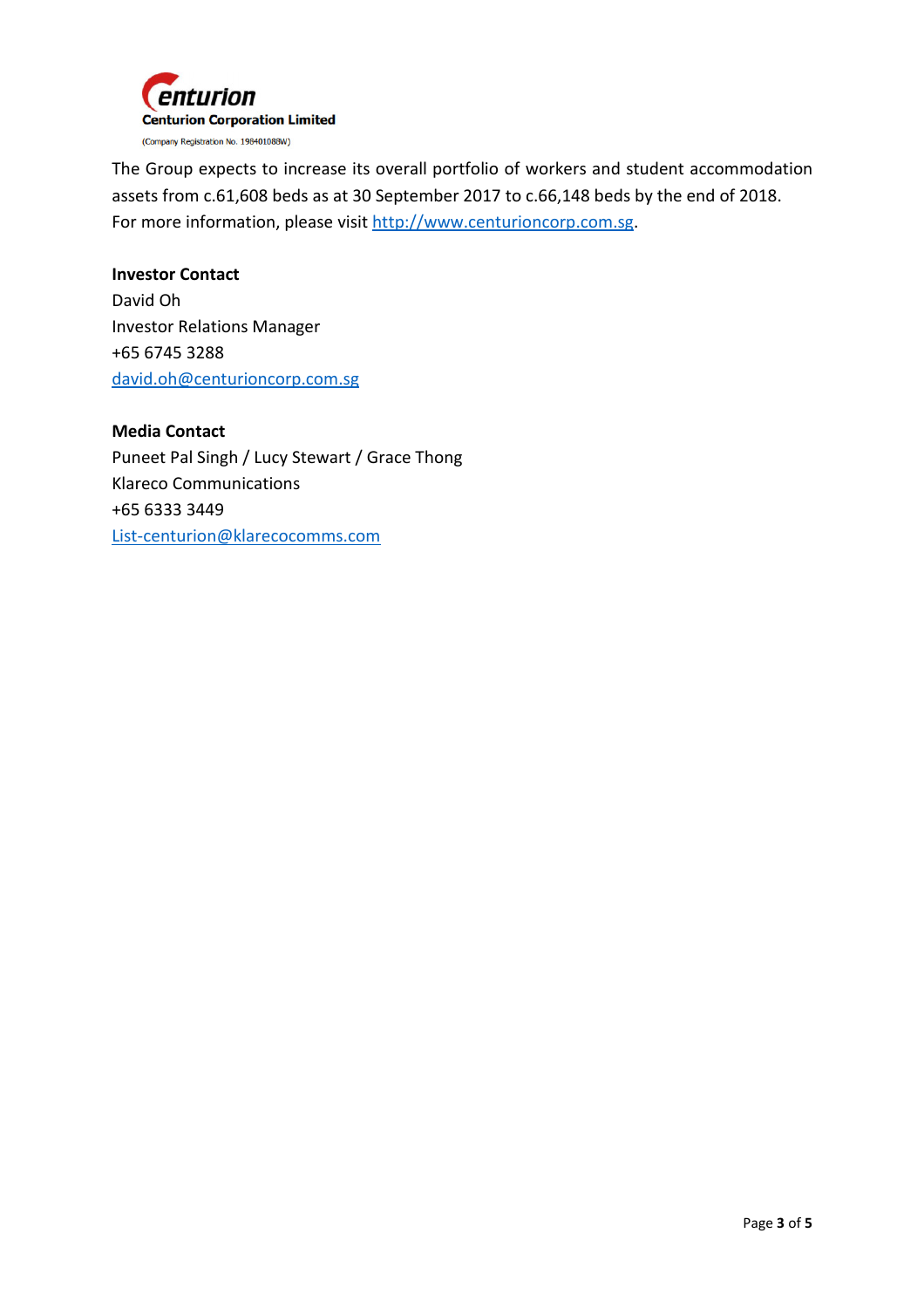The Group expects to increase its overall portfolio of workers and student accommodation assets from c.61,608 beds as at 30 September 2017 to c.66,148 beds by the end of 2018. For more information, please visit http://www.centurioncorp.com.sg.

**Investor Contact**
David Oh
Investor Relations Manager
+65 6745 3288
david.oh@centurioncorp.com.sg

**Media Contact**
Puneet Pal Singh / Lucy Stewart / Grace Thong
Klareco Communications
+65 6333 3449
List-centurion@klarecocomms.com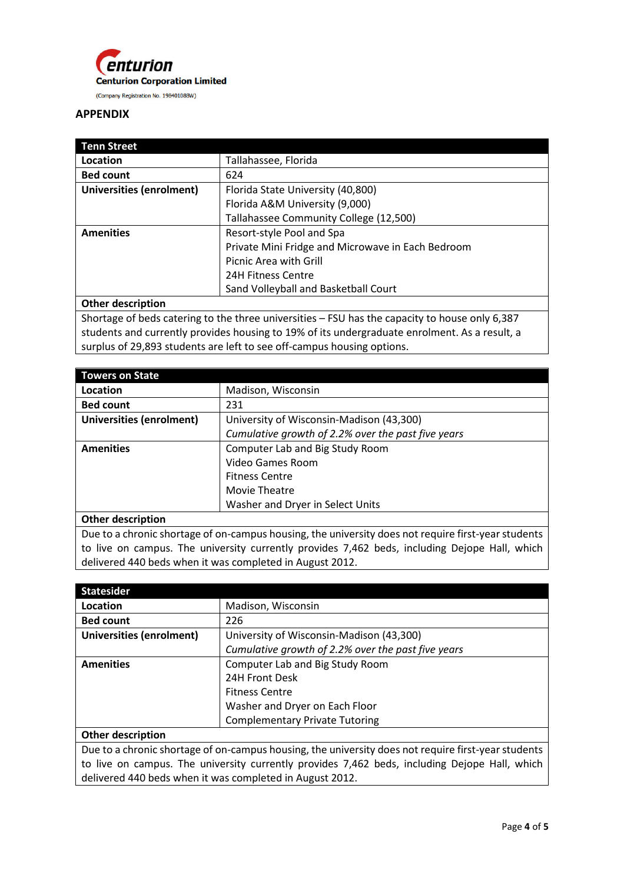**Centurion Corporation Limited**

(Company Registration No. 198401088W)

## APPENDIX

| Tenn Street | |
|---|---|
| **Location** | Tallahassee, Florida |
| **Bed count** | 624 |
| **Universities (enrolment)** | Florida State University (40,800)<br>Florida A&M University (9,000)<br>Tallahassee Community College (12,500) |
| **Amenities** | Resort-style Pool and Spa<br>Private Mini Fridge and Microwave in Each Bedroom<br>Picnic Area with Grill<br>24H Fitness Centre<br>Sand Volleyball and Basketball Court |
| **Other description** | |
| Shortage of beds catering to the three universities – FSU has the capacity to house only 6,387 students and currently provides housing to 19% of its undergraduate enrolment. As a result, a surplus of 29,893 students are left to see off-campus housing options. | |

| Towers on State | |
|---|---|
| **Location** | Madison, Wisconsin |
| **Bed count** | 231 |
| **Universities (enrolment)** | University of Wisconsin-Madison (43,300)<br>*Cumulative growth of 2.2% over the past five years* |
| **Amenities** | Computer Lab and Big Study Room<br>Video Games Room<br>Fitness Centre<br>Movie Theatre<br>Washer and Dryer in Select Units |
| **Other description** | |
| Due to a chronic shortage of on-campus housing, the university does not require first-year students to live on campus. The university currently provides 7,462 beds, including Dejope Hall, which delivered 440 beds when it was completed in August 2012. | |

| Statesider | |
|---|---|
| **Location** | Madison, Wisconsin |
| **Bed count** | 226 |
| **Universities (enrolment)** | University of Wisconsin-Madison (43,300)<br>*Cumulative growth of 2.2% over the past five years* |
| **Amenities** | Computer Lab and Big Study Room<br>24H Front Desk<br>Fitness Centre<br>Washer and Dryer on Each Floor<br>Complementary Private Tutoring |
| **Other description** | |
| Due to a chronic shortage of on-campus housing, the university does not require first-year students to live on campus. The university currently provides 7,462 beds, including Dejope Hall, which delivered 440 beds when it was completed in August 2012. | |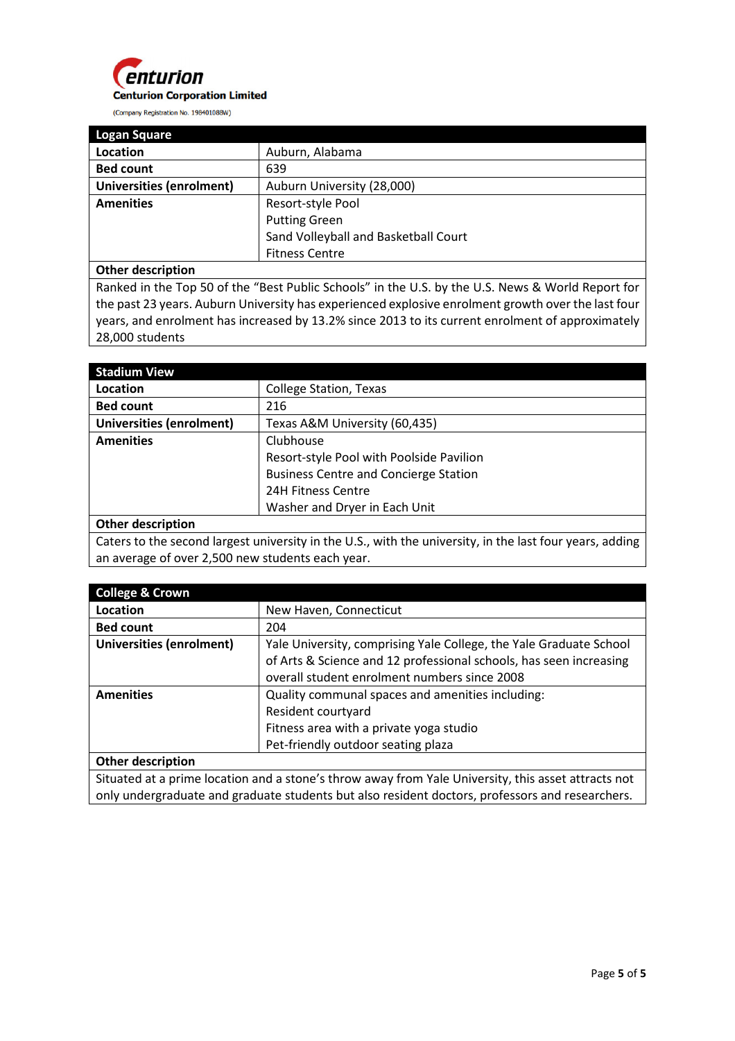Centurion Corporation Limited

(Company Registration No. 198401088W)

| Logan Square | |
|---|---|
| **Location** | Auburn, Alabama |
| **Bed count** | 639 |
| **Universities (enrolment)** | Auburn University (28,000) |
| **Amenities** | Resort-style Pool<br>Putting Green<br>Sand Volleyball and Basketball Court<br>Fitness Centre |
| **Other description** | |
| Ranked in the Top 50 of the "Best Public Schools" in the U.S. by the U.S. News & World Report for the past 23 years. Auburn University has experienced explosive enrolment growth over the last four years, and enrolment has increased by 13.2% since 2013 to its current enrolment of approximately 28,000 students | |

| Stadium View | |
|---|---|
| **Location** | College Station, Texas |
| **Bed count** | 216 |
| **Universities (enrolment)** | Texas A&M University (60,435) |
| **Amenities** | Clubhouse<br>Resort-style Pool with Poolside Pavilion<br>Business Centre and Concierge Station<br>24H Fitness Centre<br>Washer and Dryer in Each Unit |
| **Other description** | |
| Caters to the second largest university in the U.S., with the university, in the last four years, adding an average of over 2,500 new students each year. | |

| College & Crown | |
|---|---|
| **Location** | New Haven, Connecticut |
| **Bed count** | 204 |
| **Universities (enrolment)** | Yale University, comprising Yale College, the Yale Graduate School of Arts & Science and 12 professional schools, has seen increasing overall student enrolment numbers since 2008 |
| **Amenities** | Quality communal spaces and amenities including:<br>Resident courtyard<br>Fitness area with a private yoga studio<br>Pet-friendly outdoor seating plaza |
| **Other description** | |
| Situated at a prime location and a stone's throw away from Yale University, this asset attracts not only undergraduate and graduate students but also resident doctors, professors and researchers. | |